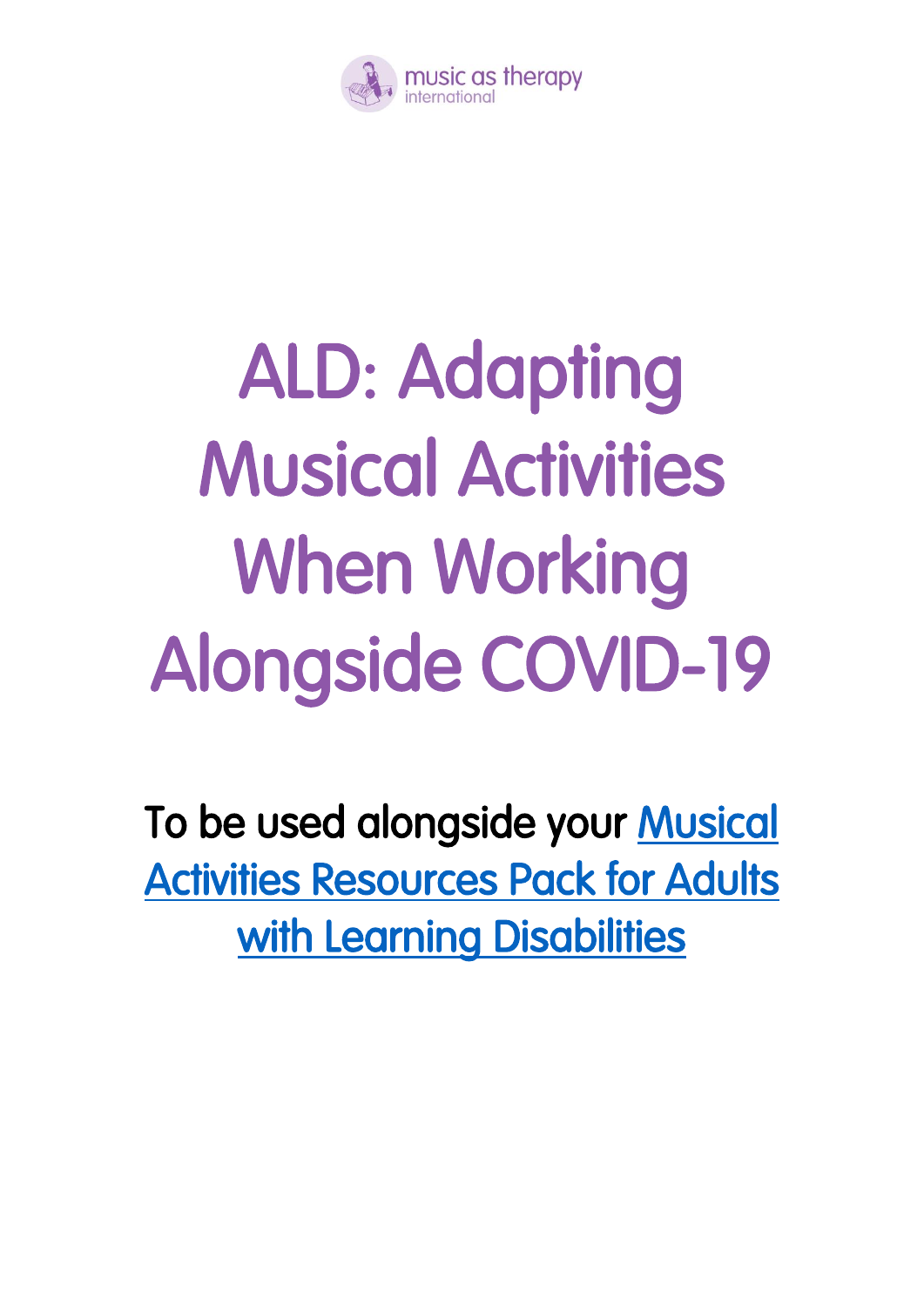music as therapy international

# ALD: Adapting Musical Activities When Working Alongside COVID-19

To be used alongside your [Musical Activities Resources Pack for Adults with Learning Disabilities]()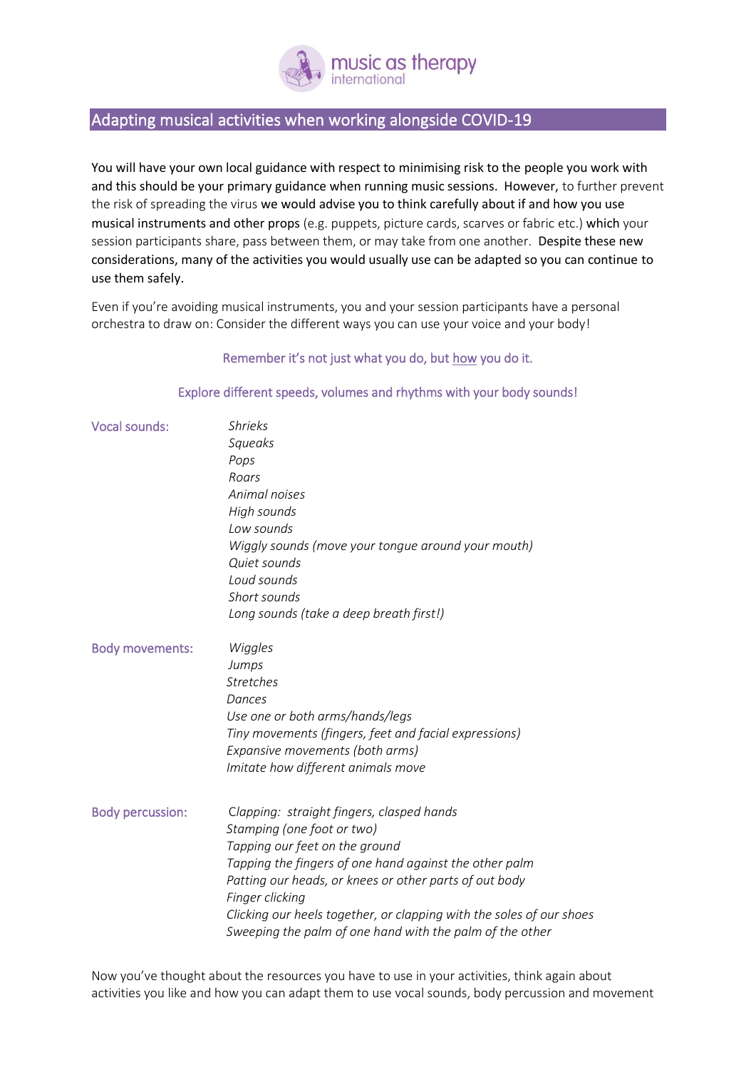## Adapting musical activities when working alongside COVID-19

You will have your own local guidance with respect to minimising risk to the people you work with and this should be your primary guidance when running music sessions. However, to further prevent the risk of spreading the virus we would advise you to think carefully about if and how you use musical instruments and other props (e.g. puppets, picture cards, scarves or fabric etc.) which your session participants share, pass between them, or may take from one another. Despite these new considerations, many of the activities you would usually use can be adapted so you can continue to use them safely.

Even if you're avoiding musical instruments, you and your session participants have a personal orchestra to draw on: Consider the different ways you can use your voice and your body!

Remember it's not just what you do, but how you do it.

Explore different speeds, volumes and rhythms with your body sounds!

**Vocal sounds:**

*Shrieks*
*Squeaks*
*Pops*
*Roars*
*Animal noises*
*High sounds*
*Low sounds*
*Wiggly sounds (move your tongue around your mouth)*
*Quiet sounds*
*Loud sounds*
*Short sounds*
*Long sounds (take a deep breath first!)*

**Body movements:**

*Wiggles*
*Jumps*
*Stretches*
*Dances*
*Use one or both arms/hands/legs*
*Tiny movements (fingers, feet and facial expressions)*
*Expansive movements (both arms)*
*Imitate how different animals move*

**Body percussion:**

*Clapping: straight fingers, clasped hands*
*Stamping (one foot or two)*
*Tapping our feet on the ground*
*Tapping the fingers of one hand against the other palm*
*Patting our heads, or knees or other parts of out body*
*Finger clicking*
*Clicking our heels together, or clapping with the soles of our shoes*
*Sweeping the palm of one hand with the palm of the other*

Now you've thought about the resources you have to use in your activities, think again about activities you like and how you can adapt them to use vocal sounds, body percussion and movement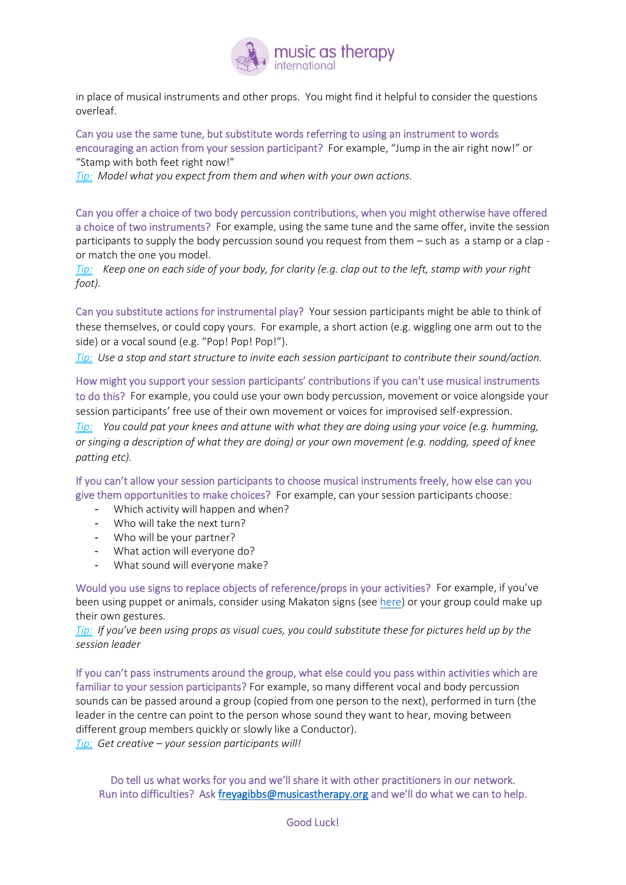in place of musical instruments and other props. You might find it helpful to consider the questions overleaf.

**Can you use the same tune, but substitute words referring to using an instrument to words encouraging an action from your session participant?** For example, "Jump in the air right now!" or "Stamp with both feet right now!"
*Tip: Model what you expect from them and when with your own actions.*

**Can you offer a choice of two body percussion contributions, when you might otherwise have offered a choice of two instruments?** For example, using the same tune and the same offer, invite the session participants to supply the body percussion sound you request from them – such as a stamp or a clap - or match the one you model.
*Tip: Keep one on each side of your body, for clarity (e.g. clap out to the left, stamp with your right foot).*

**Can you substitute actions for instrumental play?** Your session participants might be able to think of these themselves, or could copy yours. For example, a short action (e.g. wiggling one arm out to the side) or a vocal sound (e.g. "Pop! Pop! Pop!").
*Tip: Use a stop and start structure to invite each session participant to contribute their sound/action.*

**How might you support your session participants' contributions if you can't use musical instruments to do this?** For example, you could use your own body percussion, movement or voice alongside your session participants' free use of their own movement or voices for improvised self-expression.
*Tip: You could pat your knees and attune with what they are doing using your voice (e.g. humming, or singing a description of what they are doing) or your own movement (e.g. nodding, speed of knee patting etc).*

**If you can't allow your session participants to choose musical instruments freely, how else can you give them opportunities to make choices?** For example, can your session participants choose:

- Which activity will happen and when?
- Who will take the next turn?
- Who will be your partner?
- What action will everyone do?
- What sound will everyone make?

**Would you use signs to replace objects of reference/props in your activities?** For example, if you've been using puppet or animals, consider using Makaton signs (see here) or your group could make up their own gestures.
*Tip: If you've been using props as visual cues, you could substitute these for pictures held up by the session leader*

**If you can't pass instruments around the group, what else could you pass within activities which are familiar to your session participants?** For example, so many different vocal and body percussion sounds can be passed around a group (copied from one person to the next), performed in turn (the leader in the centre can point to the person whose sound they want to hear, moving between different group members quickly or slowly like a Conductor).
*Tip: Get creative – your session participants will!*

Do tell us what works for you and we'll share it with other practitioners in our network.
Run into difficulties? Ask freyagibbs@musicastherapy.org and we'll do what we can to help.

Good Luck!